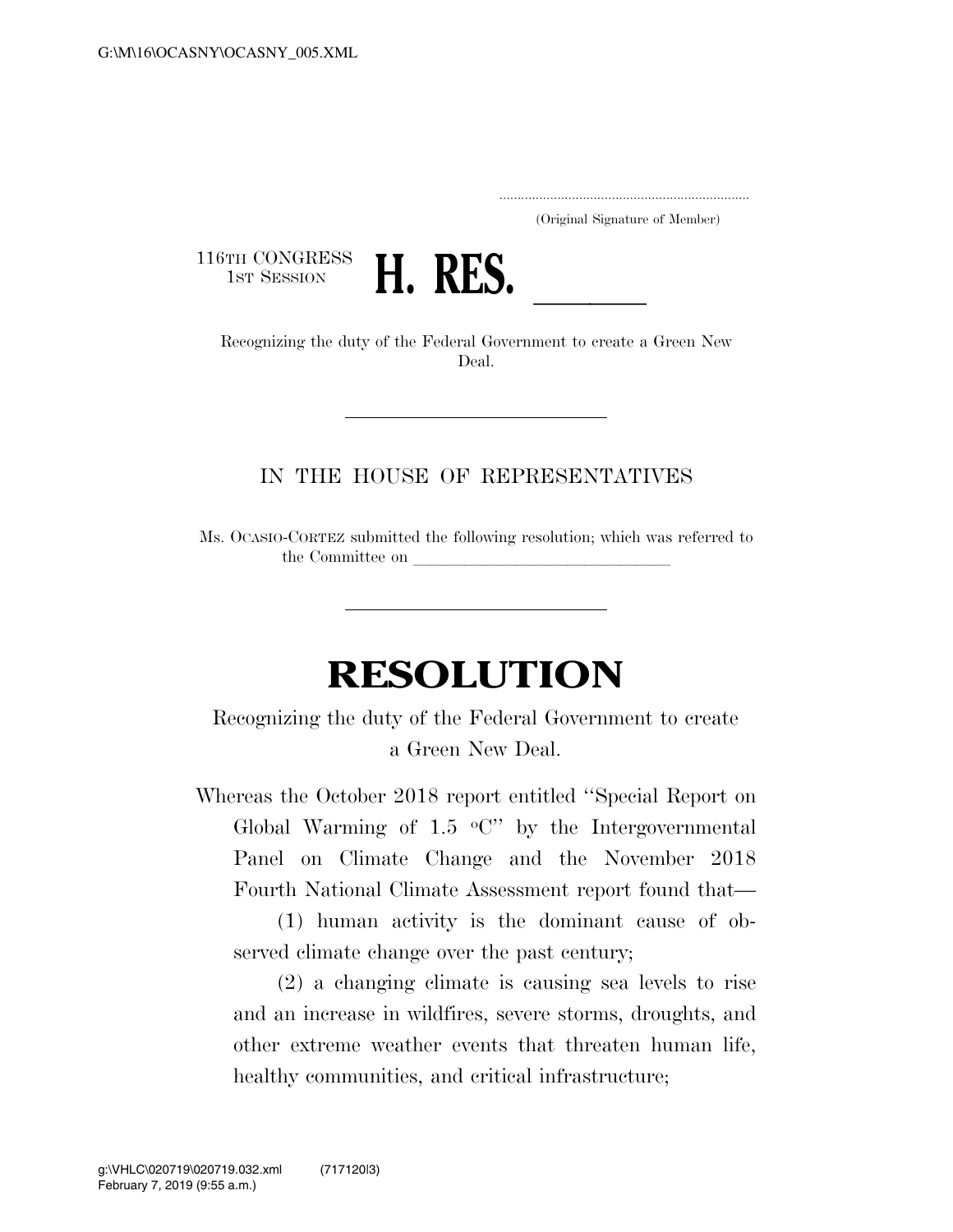(Original Signature of Member)

116TH CONGRESS
1ST SESSION

# H. RES. \_\_\_\_\_\_

Recognizing the duty of the Federal Government to create a Green New Deal.

---

IN THE HOUSE OF REPRESENTATIVES

Ms. OCASIO-CORTEZ submitted the following resolution; which was referred to the Committee on \_\_\_\_\_\_\_\_\_\_\_\_\_\_\_\_\_\_\_\_\_\_\_\_\_\_\_\_\_\_\_\_

---

# RESOLUTION

Recognizing the duty of the Federal Government to create a Green New Deal.

Whereas the October 2018 report entitled ''Special Report on Global Warming of 1.5 ºC'' by the Intergovernmental Panel on Climate Change and the November 2018 Fourth National Climate Assessment report found that—

(1) human activity is the dominant cause of observed climate change over the past century;

(2) a changing climate is causing sea levels to rise and an increase in wildfires, severe storms, droughts, and other extreme weather events that threaten human life, healthy communities, and critical infrastructure;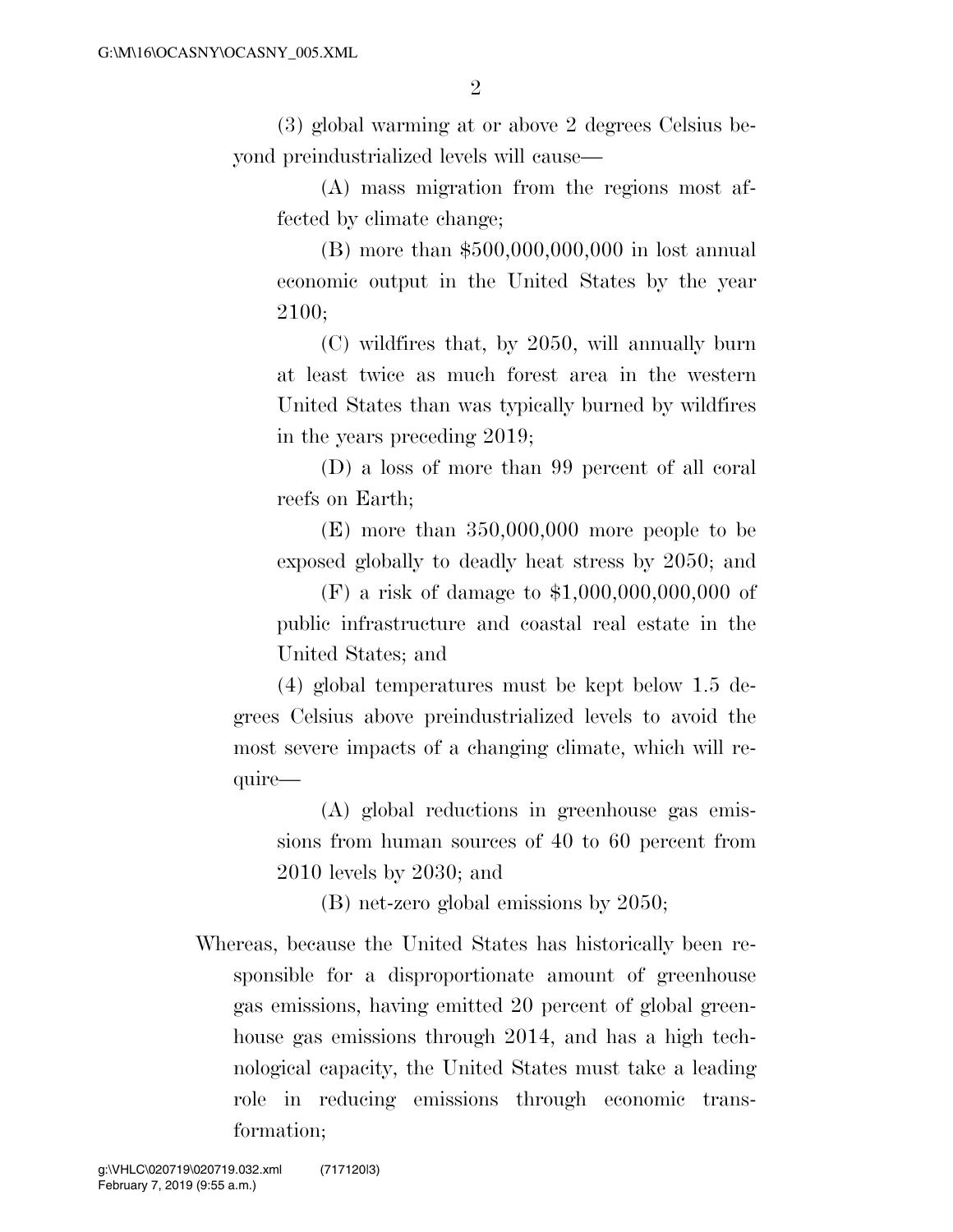(3) global warming at or above 2 degrees Celsius beyond preindustrialized levels will cause—

(A) mass migration from the regions most affected by climate change;

(B) more than $500,000,000,000 in lost annual economic output in the United States by the year 2100;

(C) wildfires that, by 2050, will annually burn at least twice as much forest area in the western United States than was typically burned by wildfires in the years preceding 2019;

(D) a loss of more than 99 percent of all coral reefs on Earth;

(E) more than 350,000,000 more people to be exposed globally to deadly heat stress by 2050; and

(F) a risk of damage to $1,000,000,000,000 of public infrastructure and coastal real estate in the United States; and

(4) global temperatures must be kept below 1.5 degrees Celsius above preindustrialized levels to avoid the most severe impacts of a changing climate, which will require—

(A) global reductions in greenhouse gas emissions from human sources of 40 to 60 percent from 2010 levels by 2030; and

(B) net-zero global emissions by 2050;

Whereas, because the United States has historically been responsible for a disproportionate amount of greenhouse gas emissions, having emitted 20 percent of global greenhouse gas emissions through 2014, and has a high technological capacity, the United States must take a leading role in reducing emissions through economic transformation;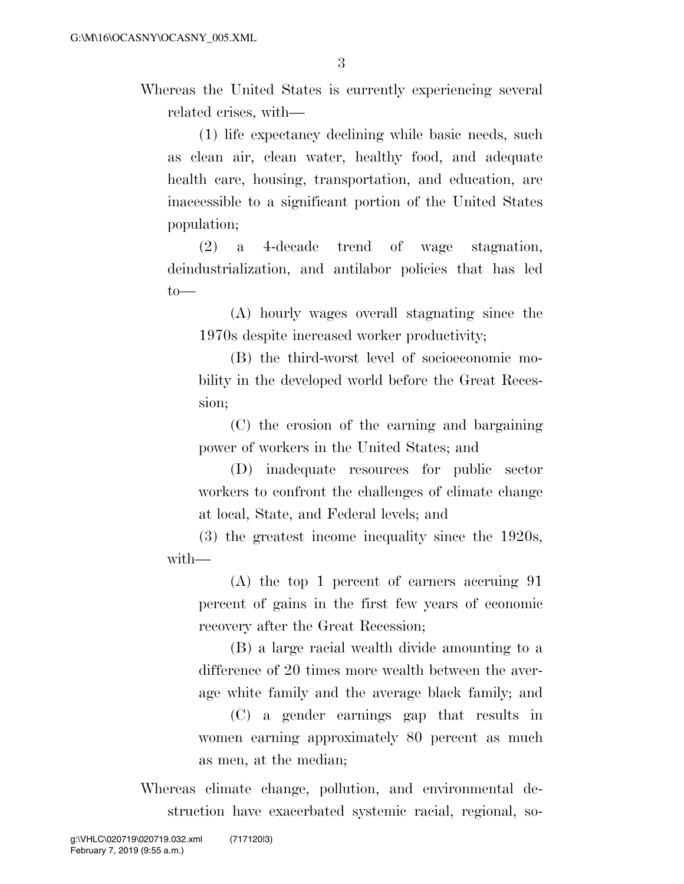Whereas the United States is currently experiencing several related crises, with—

(1) life expectancy declining while basic needs, such as clean air, clean water, healthy food, and adequate health care, housing, transportation, and education, are inaccessible to a significant portion of the United States population;

(2) a 4-decade trend of wage stagnation, deindustrialization, and antilabor policies that has led to—

(A) hourly wages overall stagnating since the 1970s despite increased worker productivity;

(B) the third-worst level of socioeconomic mobility in the developed world before the Great Recession;

(C) the erosion of the earning and bargaining power of workers in the United States; and

(D) inadequate resources for public sector workers to confront the challenges of climate change at local, State, and Federal levels; and

(3) the greatest income inequality since the 1920s, with—

(A) the top 1 percent of earners accruing 91 percent of gains in the first few years of economic recovery after the Great Recession;

(B) a large racial wealth divide amounting to a difference of 20 times more wealth between the average white family and the average black family; and

(C) a gender earnings gap that results in women earning approximately 80 percent as much as men, at the median;

Whereas climate change, pollution, and environmental destruction have exacerbated systemic racial, regional, so-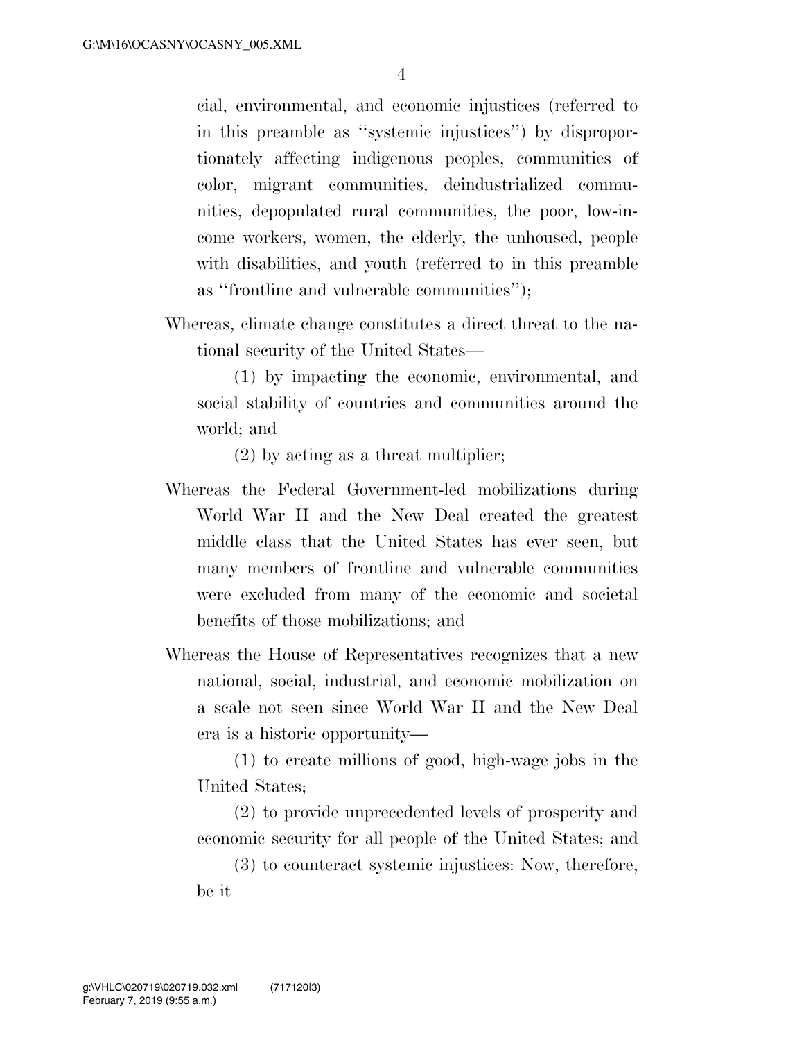cial, environmental, and economic injustices (referred to in this preamble as ''systemic injustices'') by disproportionately affecting indigenous peoples, communities of color, migrant communities, deindustrialized communities, depopulated rural communities, the poor, low-income workers, women, the elderly, the unhoused, people with disabilities, and youth (referred to in this preamble as ''frontline and vulnerable communities'');

Whereas, climate change constitutes a direct threat to the national security of the United States—

(1) by impacting the economic, environmental, and social stability of countries and communities around the world; and

(2) by acting as a threat multiplier;

Whereas the Federal Government-led mobilizations during World War II and the New Deal created the greatest middle class that the United States has ever seen, but many members of frontline and vulnerable communities were excluded from many of the economic and societal benefits of those mobilizations; and

Whereas the House of Representatives recognizes that a new national, social, industrial, and economic mobilization on a scale not seen since World War II and the New Deal era is a historic opportunity—

(1) to create millions of good, high-wage jobs in the United States;

(2) to provide unprecedented levels of prosperity and economic security for all people of the United States; and

(3) to counteract systemic injustices: Now, therefore, be it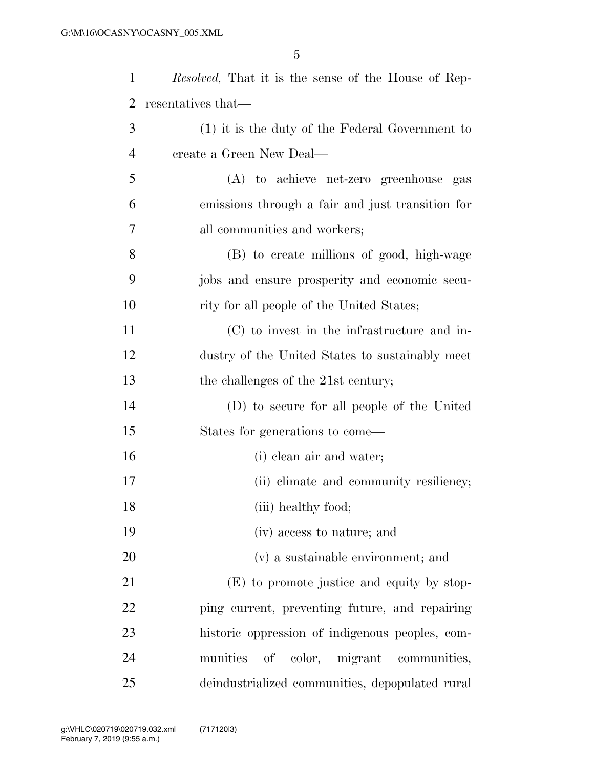*Resolved,* That it is the sense of the House of Representatives that—

(1) it is the duty of the Federal Government to create a Green New Deal—

(A) to achieve net-zero greenhouse gas emissions through a fair and just transition for all communities and workers;

(B) to create millions of good, high-wage jobs and ensure prosperity and economic security for all people of the United States;

(C) to invest in the infrastructure and industry of the United States to sustainably meet the challenges of the 21st century;

(D) to secure for all people of the United States for generations to come—

(i) clean air and water;

(ii) climate and community resiliency;

(iii) healthy food;

(iv) access to nature; and

(v) a sustainable environment; and

(E) to promote justice and equity by stopping current, preventing future, and repairing historic oppression of indigenous peoples, communities of color, migrant communities, deindustrialized communities, depopulated rural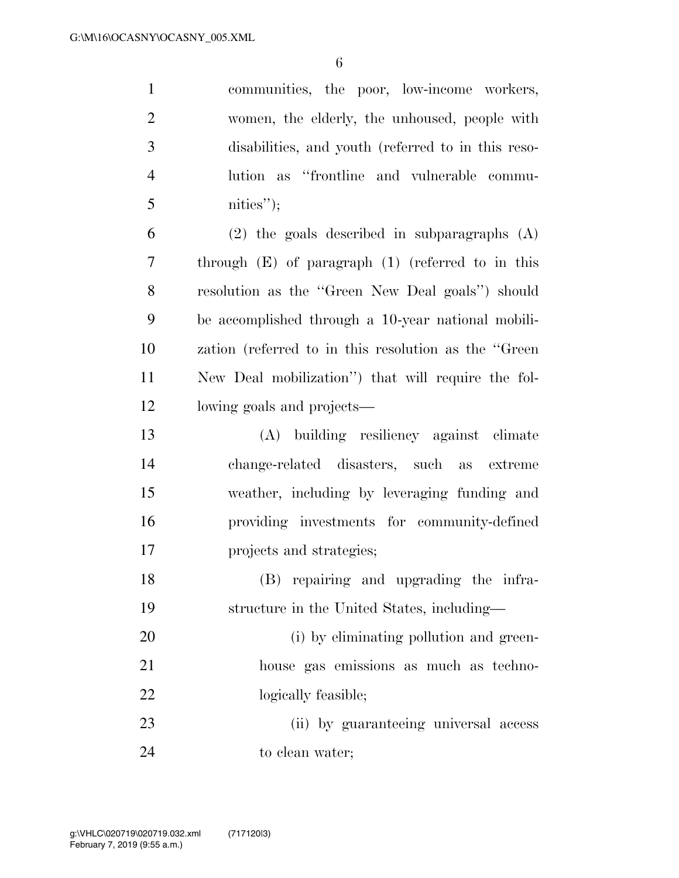communities, the poor, low-income workers, women, the elderly, the unhoused, people with disabilities, and youth (referred to in this resolution as "frontline and vulnerable communities");

(2) the goals described in subparagraphs (A) through (E) of paragraph (1) (referred to in this resolution as the "Green New Deal goals") should be accomplished through a 10-year national mobilization (referred to in this resolution as the "Green New Deal mobilization") that will require the following goals and projects—

(A) building resiliency against climate change-related disasters, such as extreme weather, including by leveraging funding and providing investments for community-defined projects and strategies;

(B) repairing and upgrading the infrastructure in the United States, including—

(i) by eliminating pollution and greenhouse gas emissions as much as technologically feasible;

(ii) by guaranteeing universal access to clean water;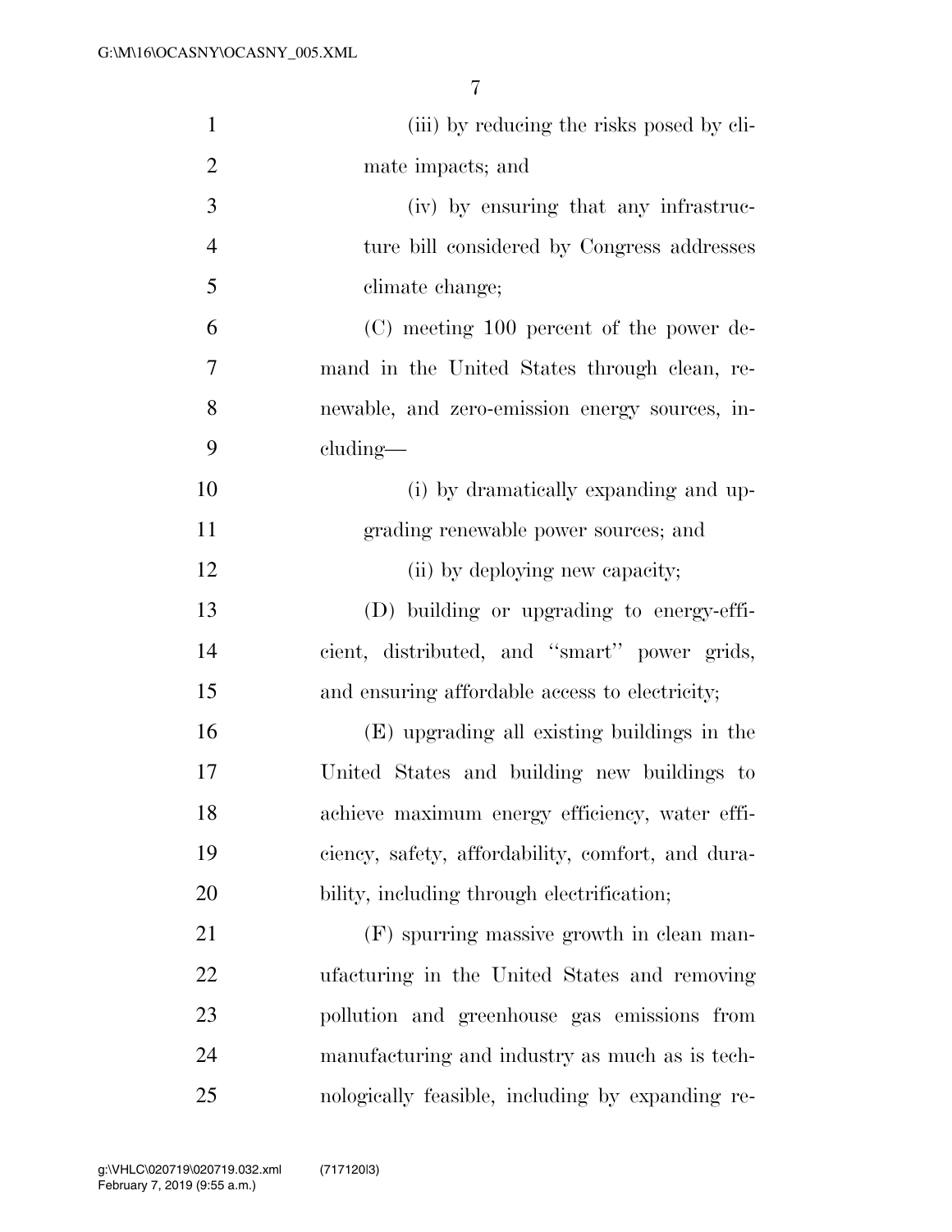(iii) by reducing the risks posed by climate impacts; and

(iv) by ensuring that any infrastructure bill considered by Congress addresses climate change;

(C) meeting 100 percent of the power demand in the United States through clean, renewable, and zero-emission energy sources, including—

(i) by dramatically expanding and upgrading renewable power sources; and

(ii) by deploying new capacity;

(D) building or upgrading to energy-efficient, distributed, and "smart" power grids, and ensuring affordable access to electricity;

(E) upgrading all existing buildings in the United States and building new buildings to achieve maximum energy efficiency, water efficiency, safety, affordability, comfort, and durability, including through electrification;

(F) spurring massive growth in clean manufacturing in the United States and removing pollution and greenhouse gas emissions from manufacturing and industry as much as is technologically feasible, including by expanding re-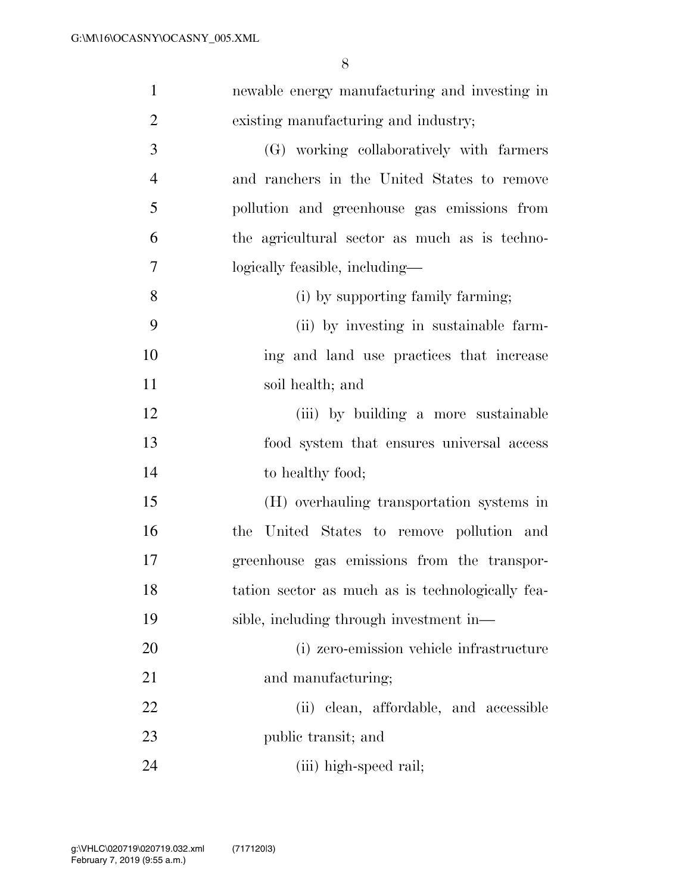newable energy manufacturing and investing in existing manufacturing and industry;

(G) working collaboratively with farmers and ranchers in the United States to remove pollution and greenhouse gas emissions from the agricultural sector as much as is technologically feasible, including—

(i) by supporting family farming;

(ii) by investing in sustainable farming and land use practices that increase soil health; and

(iii) by building a more sustainable food system that ensures universal access to healthy food;

(H) overhauling transportation systems in the United States to remove pollution and greenhouse gas emissions from the transportation sector as much as is technologically feasible, including through investment in—

(i) zero-emission vehicle infrastructure and manufacturing;

(ii) clean, affordable, and accessible public transit; and

(iii) high-speed rail;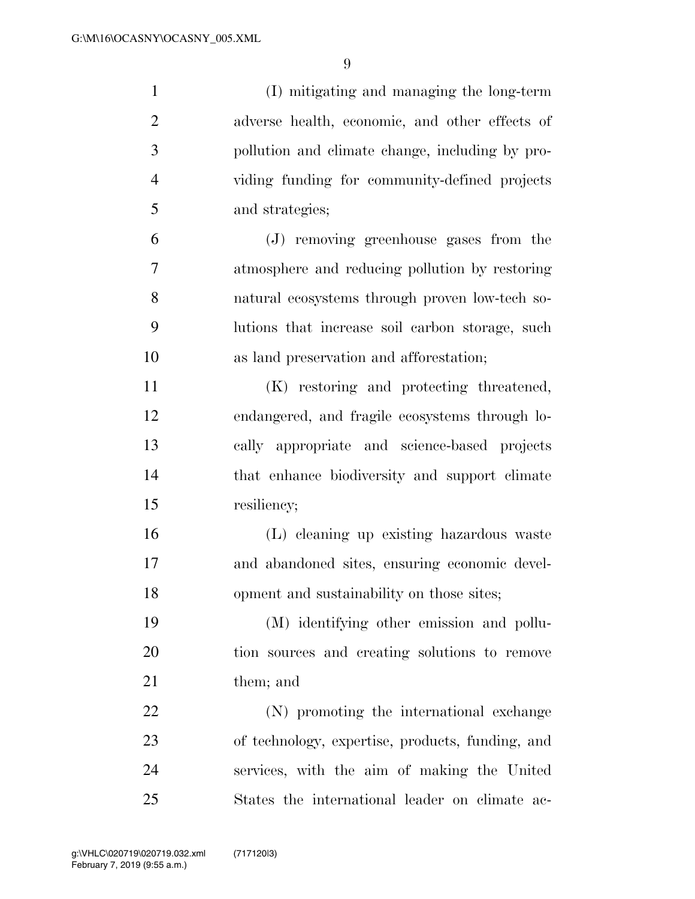(I) mitigating and managing the long-term adverse health, economic, and other effects of pollution and climate change, including by providing funding for community-defined projects and strategies;

(J) removing greenhouse gases from the atmosphere and reducing pollution by restoring natural ecosystems through proven low-tech solutions that increase soil carbon storage, such as land preservation and afforestation;

(K) restoring and protecting threatened, endangered, and fragile ecosystems through locally appropriate and science-based projects that enhance biodiversity and support climate resiliency;

(L) cleaning up existing hazardous waste and abandoned sites, ensuring economic development and sustainability on those sites;

(M) identifying other emission and pollution sources and creating solutions to remove them; and

(N) promoting the international exchange of technology, expertise, products, funding, and services, with the aim of making the United States the international leader on climate ac-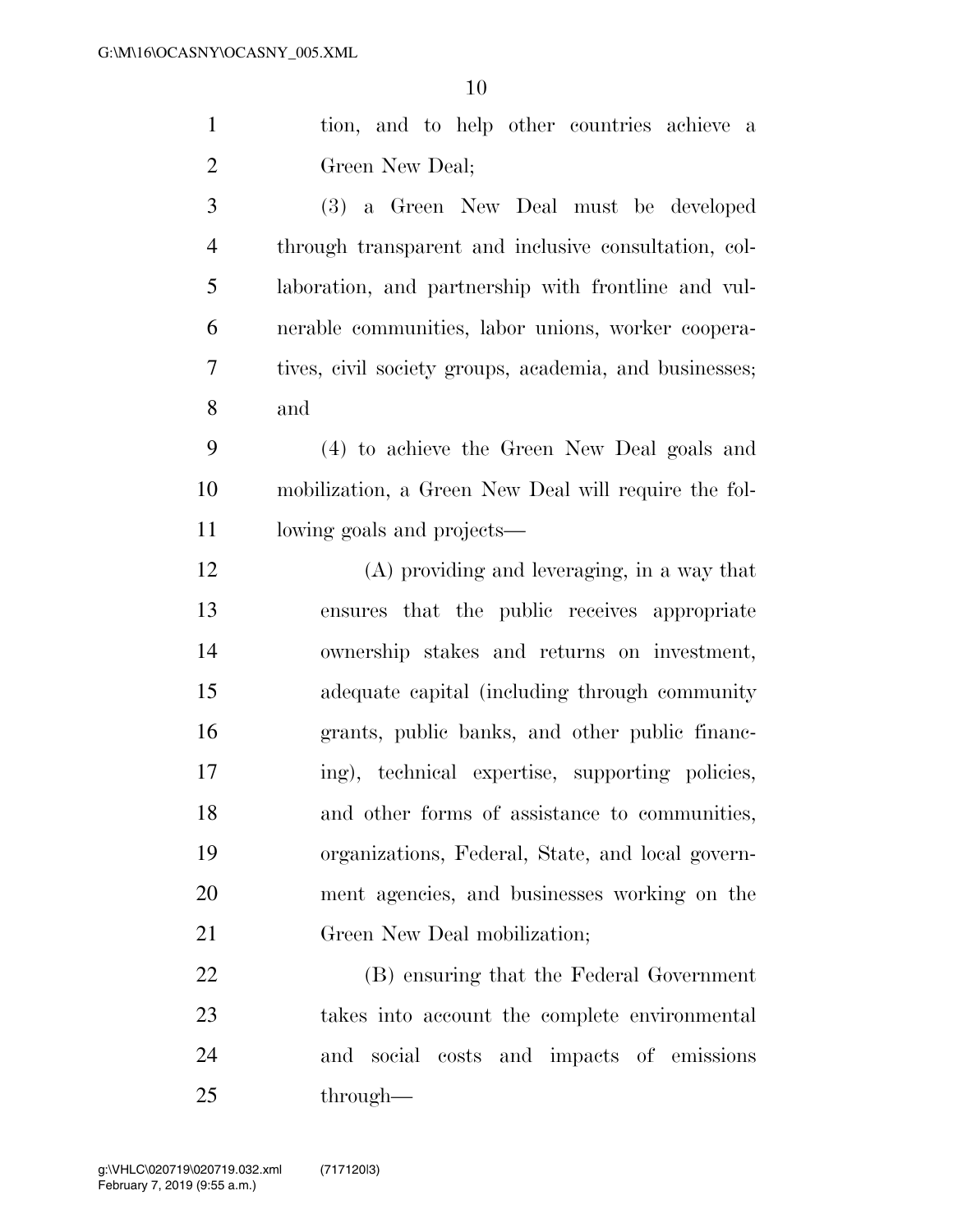tion, and to help other countries achieve a Green New Deal;

(3) a Green New Deal must be developed through transparent and inclusive consultation, collaboration, and partnership with frontline and vulnerable communities, labor unions, worker cooperatives, civil society groups, academia, and businesses; and

(4) to achieve the Green New Deal goals and mobilization, a Green New Deal will require the following goals and projects—

(A) providing and leveraging, in a way that ensures that the public receives appropriate ownership stakes and returns on investment, adequate capital (including through community grants, public banks, and other public financing), technical expertise, supporting policies, and other forms of assistance to communities, organizations, Federal, State, and local government agencies, and businesses working on the Green New Deal mobilization;

(B) ensuring that the Federal Government takes into account the complete environmental and social costs and impacts of emissions through—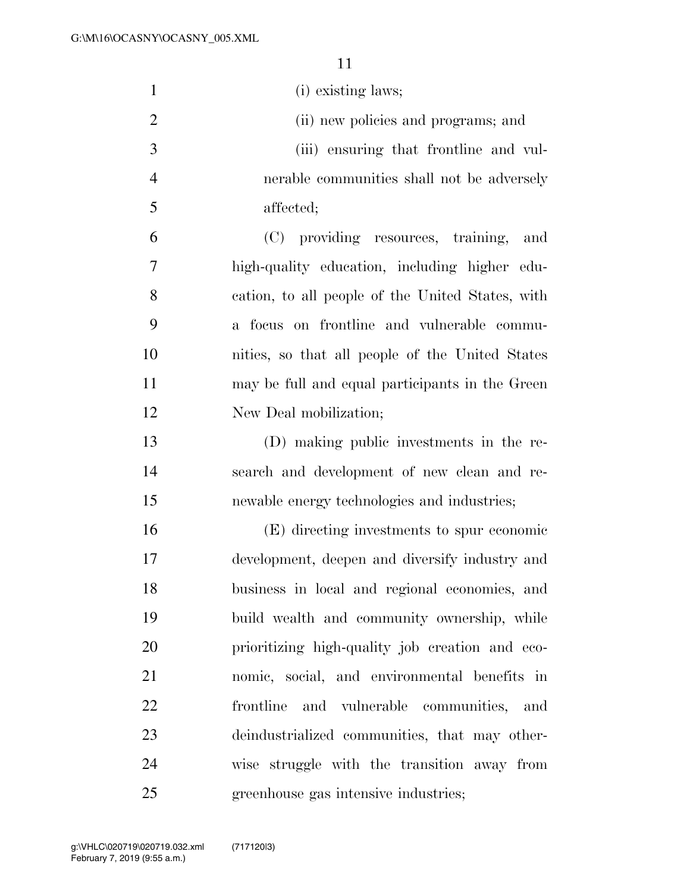(i) existing laws;

(ii) new policies and programs; and

(iii) ensuring that frontline and vulnerable communities shall not be adversely affected;

(C) providing resources, training, and high-quality education, including higher education, to all people of the United States, with a focus on frontline and vulnerable communities, so that all people of the United States may be full and equal participants in the Green New Deal mobilization;

(D) making public investments in the research and development of new clean and renewable energy technologies and industries;

(E) directing investments to spur economic development, deepen and diversify industry and business in local and regional economies, and build wealth and community ownership, while prioritizing high-quality job creation and economic, social, and environmental benefits in frontline and vulnerable communities, and deindustrialized communities, that may otherwise struggle with the transition away from greenhouse gas intensive industries;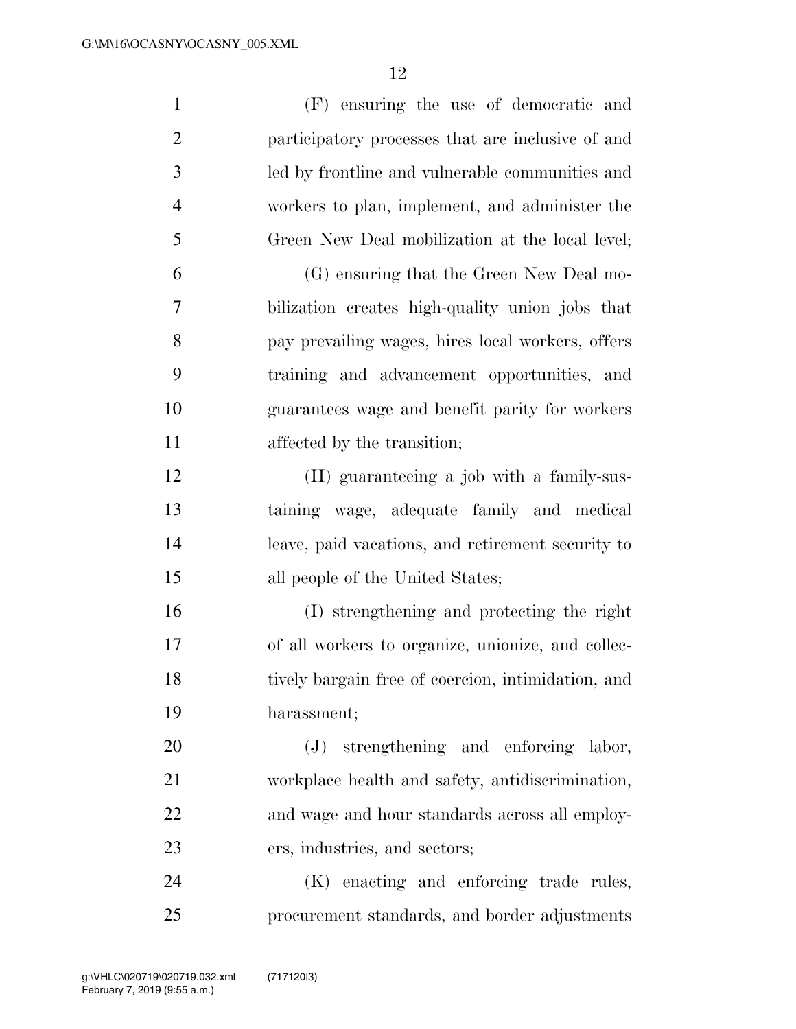(F) ensuring the use of democratic and participatory processes that are inclusive of and led by frontline and vulnerable communities and workers to plan, implement, and administer the Green New Deal mobilization at the local level;

(G) ensuring that the Green New Deal mobilization creates high-quality union jobs that pay prevailing wages, hires local workers, offers training and advancement opportunities, and guarantees wage and benefit parity for workers affected by the transition;

(H) guaranteeing a job with a family-sustaining wage, adequate family and medical leave, paid vacations, and retirement security to all people of the United States;

(I) strengthening and protecting the right of all workers to organize, unionize, and collectively bargain free of coercion, intimidation, and harassment;

(J) strengthening and enforcing labor, workplace health and safety, antidiscrimination, and wage and hour standards across all employers, industries, and sectors;

(K) enacting and enforcing trade rules, procurement standards, and border adjustments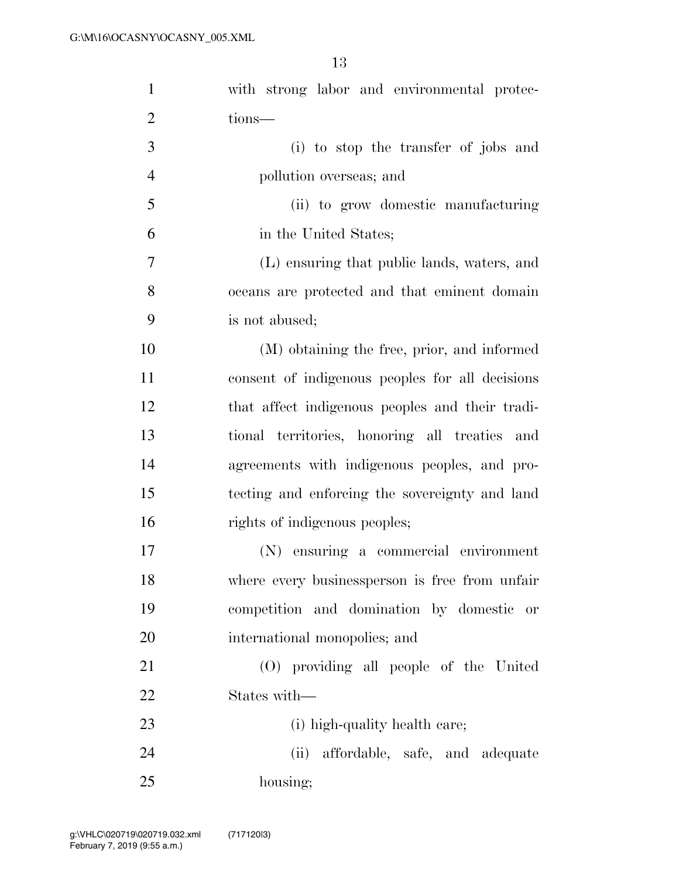with strong labor and environmental protections—

(i) to stop the transfer of jobs and pollution overseas; and

(ii) to grow domestic manufacturing in the United States;

(L) ensuring that public lands, waters, and oceans are protected and that eminent domain is not abused;

(M) obtaining the free, prior, and informed consent of indigenous peoples for all decisions that affect indigenous peoples and their traditional territories, honoring all treaties and agreements with indigenous peoples, and protecting and enforcing the sovereignty and land rights of indigenous peoples;

(N) ensuring a commercial environment where every businessperson is free from unfair competition and domination by domestic or international monopolies; and

(O) providing all people of the United States with—

(i) high-quality health care;

(ii) affordable, safe, and adequate housing;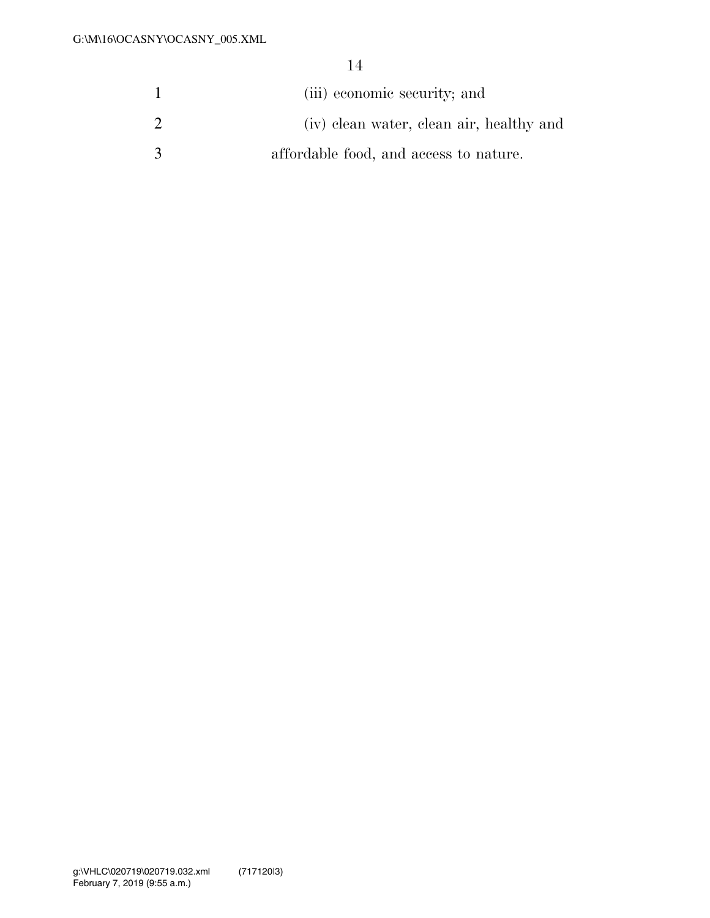(iii) economic security; and

(iv) clean water, clean air, healthy and affordable food, and access to nature.